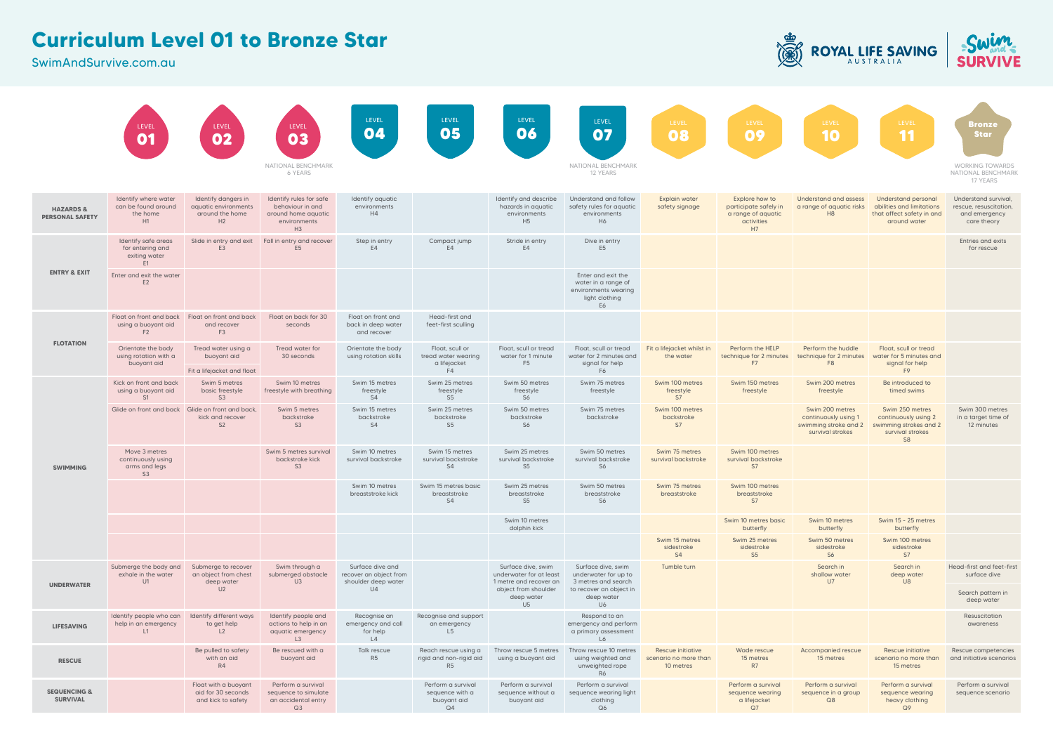# Curriculum Level 01 to Bronze Star

SwimAndSurvive.com.au

ROYAL LIFE SAVING AUSTRALIA | Swim and Survive

| | LEVEL 01 | LEVEL 02 | LEVEL 03 | LEVEL 04 | LEVEL 05 | LEVEL 06 | LEVEL 07 | LEVEL 08 | LEVEL 09 | LEVEL 10 | LEVEL 11 | Bronze Star |
|---|---|---|---|---|---|---|---|---|---|---|---|---|
| | | | NATIONAL BENCHMARK 6 YEARS | | | | NATIONAL BENCHMARK 12 YEARS | | | | | WORKING TOWARDS NATIONAL BENCHMARK 17 YEARS |
| **HAZARDS & PERSONAL SAFETY** | Identify where water can be found around the home H1 | Identify dangers in aquatic environments around the home H2 | Identify rules for safe behaviour in and around home aquatic environments H3 | Identify aquatic environments H4 | | Identify and describe hazards in aquatic environments H5 | Understand and follow safety rules for aquatic environments H6 | Explain water safety signage | Explore how to participate safely in a range of aquatic activities H7 | Understand and assess a range of aquatic risks H8 | Understand personal abilities and limitations that affect safety in and around water | Understand survival, rescue, resuscitation, and emergency care theory |
| **ENTRY & EXIT** | Identify safe areas for entering and exiting water E1 | Slide in entry and exit E3 | Fall in entry and recover E5 | Step in entry E4 | Compact jump E4 | Stride in entry E4 | Dive in entry E5 | | | | | Entries and exits for rescue |
| | Enter and exit the water E2 | | | | | | Enter and exit the water in a range of environments wearing light clothing E6 | | | | | |
| **FLOTATION** | Float on front and back using a buoyant aid F2 | Float on front and back and recover F3 | Float on back for 30 seconds | Float on front and back in deep water and recover | Head-first and feet-first sculling | | | | | | | |
| | Orientate the body using rotation with a buoyant aid | Tread water using a buoyant aid; Fit a lifejacket and float | Tread water for 30 seconds | Orientate the body using rotation skills | Float, scull or tread water wearing a lifejacket F4 | Float, scull or tread water for 1 minute F5 | Float, scull or tread water for 2 minutes and signal for help F6 | Fit a lifejacket whilst in the water | Perform the HELP technique for 2 minutes F7 | Perform the huddle technique for 2 minutes F8 | Float, scull or tread water for 5 minutes and signal for help F9 | |
| **SWIMMING** | Kick on front and back using a buoyant aid S1 | Swim 5 metres basic freestyle S3 | Swim 10 metres freestyle with breathing | Swim 15 metres freestyle S4 | Swim 25 metres freestyle S5 | Swim 50 metres freestyle S6 | Swim 75 metres freestyle | Swim 100 metres freestyle S7 | Swim 150 metres freestyle | Swim 200 metres freestyle | Be introduced to timed swims | |
| | Glide on front and back | Glide on front and back, kick and recover S2 | Swim 5 metres backstroke S3 | Swim 15 metres backstroke S4 | Swim 25 metres backstroke S5 | Swim 50 metres backstroke S6 | Swim 75 metres backstroke | Swim 100 metres backstroke S7 | | Swim 200 metres continuously using 1 swimming stroke and 2 survival strokes | Swim 250 metres continuously using 2 swimming strokes and 2 survival strokes S8 | Swim 300 metres in a target time of 12 minutes |
| | Move 3 metres continuously using arms and legs S3 | | Swim 5 metres survival backstroke kick S3 | Swim 10 metres survival backstroke | Swim 15 metres survival backstroke S4 | Swim 25 metres survival backstroke S5 | Swim 50 metres survival backstroke S6 | Swim 75 metres survival backstroke | Swim 100 metres survival backstroke S7 | | | |
| | | | | Swim 10 metres breaststroke kick | Swim 15 metres basic breaststroke S4 | Swim 25 metres breaststroke S5 | Swim 50 metres breaststroke S6 | Swim 75 metres breaststroke | Swim 100 metres breaststroke S7 | | | |
| | | | | | | Swim 10 metres dolphin kick | | | Swim 10 metres basic butterfly | Swim 10 metres butterfly | Swim 15 - 25 metres butterfly | |
| | | | | | | | | Swim 15 metres sidestroke S4 | Swim 25 metres sidestroke S5 | Swim 50 metres sidestroke S6 | Swim 100 metres sidestroke S7 | |
| **UNDERWATER** | Submerge the body and exhale in the water U1 | Submerge to recover an object from chest deep water U2 | Swim through a submerged obstacle U3 | Surface dive and recover an object from shoulder deep water U4 | | Surface dive, swim underwater for at least 1 metre and recover an object from shoulder deep water U5 | Surface dive, swim underwater for up to 3 metres and search to recover an object in deep water U6 | Tumble turn | | Search in shallow water U7 | Search in deep water U8 | Head-first and feet-first surface dive; Search pattern in deep water |
| **LIFESAVING** | Identify people who can help in an emergency L1 | Identify different ways to get help L2 | Identify people and actions to help in an aquatic emergency L3 | Recognise an emergency and call for help L4 | Recognise and support an emergency L5 | | Respond to an emergency and perform a primary assessment L6 | | | | | Resuscitation awareness |
| **RESCUE** | | Be pulled to safety with an aid R4 | Be rescued with a buoyant aid | Talk rescue R5 | Reach rescue using a rigid and non-rigid aid R5 | Throw rescue 5 metres using a buoyant aid | Throw rescue 10 metres using weighted and unweighted rope R6 | Rescue initiative scenario no more than 10 metres | Wade rescue 15 metres R7 | Accompanied rescue 15 metres | Rescue initiative scenario no more than 15 metres | Rescue competencies and initiative scenarios |
| **SEQUENCING & SURVIVAL** | | Float with a buoyant aid for 30 seconds and kick to safety | Perform a survival sequence to simulate an accidental entry Q3 | | Perform a survival sequence with a buoyant aid Q4 | Perform a survival sequence without a buoyant aid | Perform a survival sequence wearing light clothing Q6 | | Perform a survival sequence wearing a lifejacket Q7 | Perform a survival sequence in a group Q8 | Perform a survival sequence wearing heavy clothing Q9 | Perform a survival sequence scenario |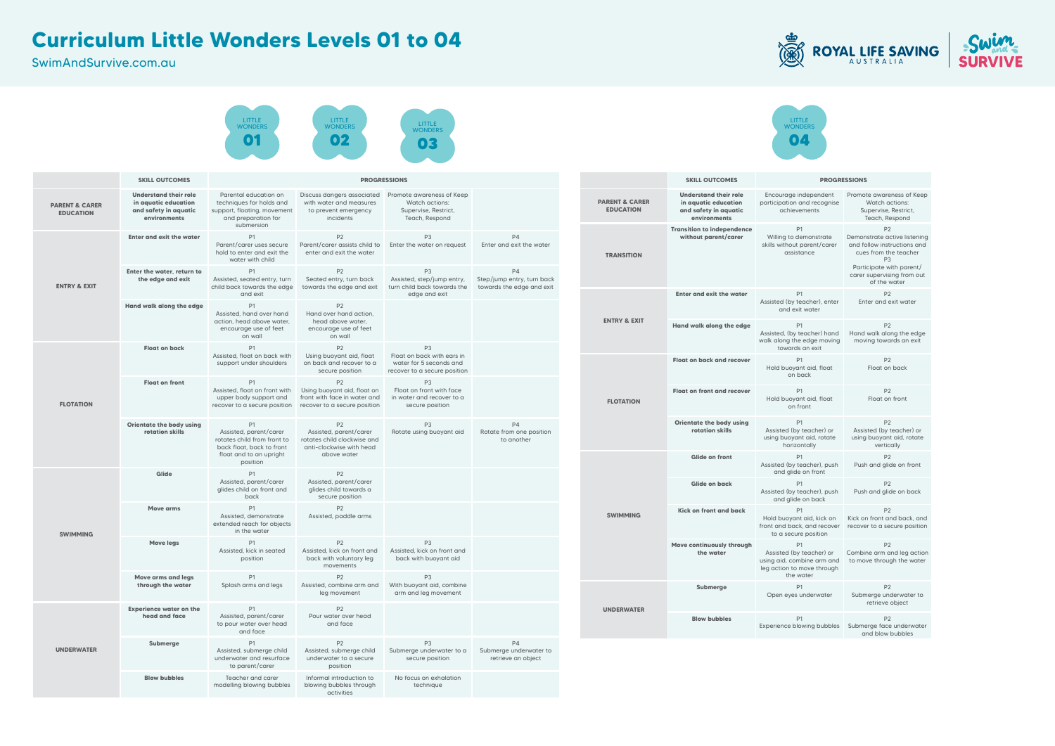# Curriculum Little Wonders Levels 01 to 04

SwimAndSurvive.com.au

ROYAL LIFE SAVING AUSTRALIA | Swim and Survive

## Little Wonders 01, Little Wonders 02, Little Wonders 03

| | SKILL OUTCOMES | PROGRESSIONS | | | |
|---|---|---|---|---|---|
| **PARENT & CARER EDUCATION** | **Understand their role in aquatic education and safety in aquatic environments** | Parental education on techniques for holds and support, floating, movement and preparation for submersion | Discuss dangers associated with water and measures to prevent emergency incidents | Promote awareness of Keep Watch actions: Supervise, Restrict, Teach, Respond | |
| **ENTRY & EXIT** | **Enter and exit the water** | P1 Parent/carer uses secure hold to enter and exit the water with child | P2 Parent/carer assists child to enter and exit the water | P3 Enter the water on request | P4 Enter and exit the water |
| | **Enter the water, return to the edge and exit** | P1 Assisted, seated entry, turn child back towards the edge and exit | P2 Seated entry, turn back towards the edge and exit | P3 Assisted, step/jump entry, turn child back towards the edge and exit | P4 Step/jump entry, turn back towards the edge and exit |
| | **Hand walk along the edge** | P1 Assisted, hand over hand action, head above water, encourage use of feet on wall | P2 Hand over hand action, head above water, encourage use of feet on wall | | |
| **FLOTATION** | **Float on back** | P1 Assisted, float on back with support under shoulders | P2 Using buoyant aid, float on back and recover to a secure position | P3 Float on back with ears in water for 5 seconds and recover to a secure position | |
| | **Float on front** | P1 Assisted, float on front with upper body support and recover to a secure position | P2 Using buoyant aid, float on front with face in water and recover to a secure position | P3 Float on front with face in water and recover to a secure position | |
| | **Orientate the body using rotation skills** | P1 Assisted, parent/carer rotates child from front to back float, back to front float and to an upright position | P2 Assisted, parent/carer rotates child clockwise and anti-clockwise with head above water | P3 Rotate using buoyant aid | P4 Rotate from one position to another |
| **SWIMMING** | **Glide** | P1 Assisted, parent/carer glides child on front and back | P2 Assisted, parent/carer glides child towards a secure position | | |
| | **Move arms** | P1 Assisted, demonstrate extended reach for objects in the water | P2 Assisted, paddle arms | | |
| | **Move legs** | P1 Assisted, kick in seated position | P2 Assisted, kick on front and back with voluntary leg movements | P3 Assisted, kick on front and back with buoyant aid | |
| | **Move arms and legs through the water** | P1 Splash arms and legs | P2 Assisted, combine arm and leg movement | P3 With buoyant aid, combine arm and leg movement | |
| **UNDERWATER** | **Experience water on the head and face** | P1 Assisted, parent/carer to pour water over head and face | P2 Pour water over head and face | | |
| | **Submerge** | P1 Assisted, submerge child underwater and resurface to parent/carer | P2 Assisted, submerge child underwater to a secure position | P3 Submerge underwater to a secure position | P4 Submerge underwater to retrieve an object |
| | **Blow bubbles** | Teacher and carer modelling blowing bubbles | Informal introduction to blowing bubbles through activities | No focus on exhalation technique | |

## Little Wonders 04

| | SKILL OUTCOMES | PROGRESSIONS | |
|---|---|---|---|
| **PARENT & CARER EDUCATION** | **Understand their role in aquatic education and safety in aquatic environments** | Encourage independent participation and recognise achievements | Promote awareness of Keep Watch actions: Supervise, Restrict, Teach, Respond |
| **TRANSITION** | **Transition to independence without parent/carer** | P1 Willing to demonstrate skills without parent/carer assistance | P2 Demonstrate active listening and follow instructions and cues from the teacher P3 Participate with parent/carer supervising from out of the water |
| **ENTRY & EXIT** | **Enter and exit the water** | P1 Assisted (by teacher), enter and exit water | P2 Enter and exit water |
| | **Hand walk along the edge** | P1 Assisted, (by teacher) hand walk along the edge moving towards an exit | P2 Hand walk along the edge moving towards an exit |
| **FLOTATION** | **Float on back and recover** | P1 Hold buoyant aid, float on back | P2 Float on back |
| | **Float on front and recover** | P1 Hold buoyant aid, float on front | P2 Float on front |
| | **Orientate the body using rotation skills** | P1 Assisted (by teacher) or using buoyant aid, rotate horizontally | P2 Assisted (by teacher) or using buoyant aid, rotate vertically |
| **SWIMMING** | **Glide on front** | P1 Assisted (by teacher), push and glide on front | P2 Push and glide on front |
| | **Glide on back** | P1 Assisted (by teacher), push and glide on back | P2 Push and glide on back |
| | **Kick on front and back** | P1 Hold buoyant aid, kick on front and back, and recover to a secure position | P2 Kick on front and back, and recover to a secure position |
| | **Move continuously through the water** | P1 Assisted (by teacher) or using aid, combine arm and leg action to move through the water | P2 Combine arm and leg action to move through the water |
| **UNDERWATER** | **Submerge** | P1 Open eyes underwater | P2 Submerge underwater to retrieve object |
| | **Blow bubbles** | P1 Experience blowing bubbles | P2 Submerge face underwater and blow bubbles |